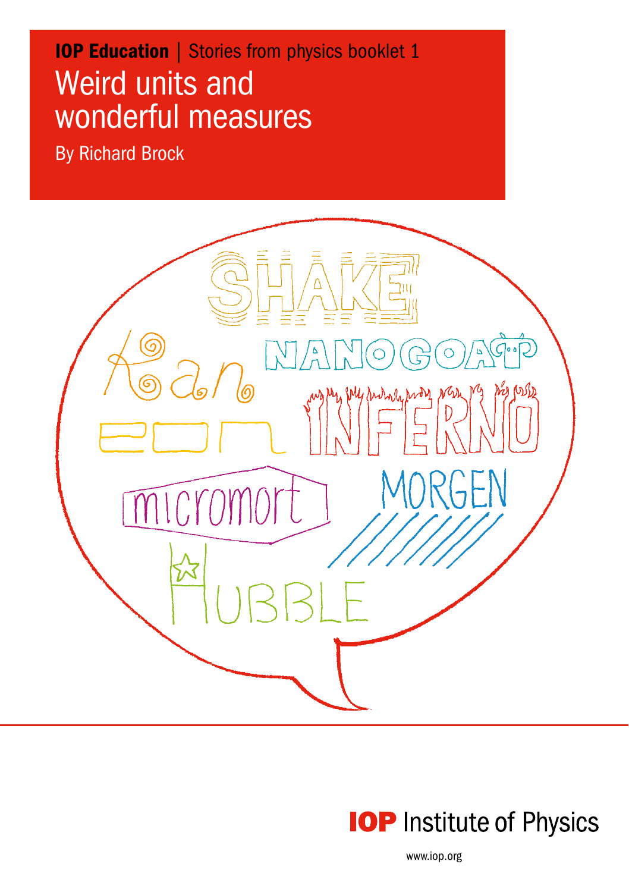**IOP Education** | Stories from physics booklet 1

# Weird units and wonderful measures

By Richard Brock

SHAKE

NANOGOAT

Kan

INFERNO

EON

micromort

MORGEN

HUBBLE

IOP Institute of Physics

www.iop.org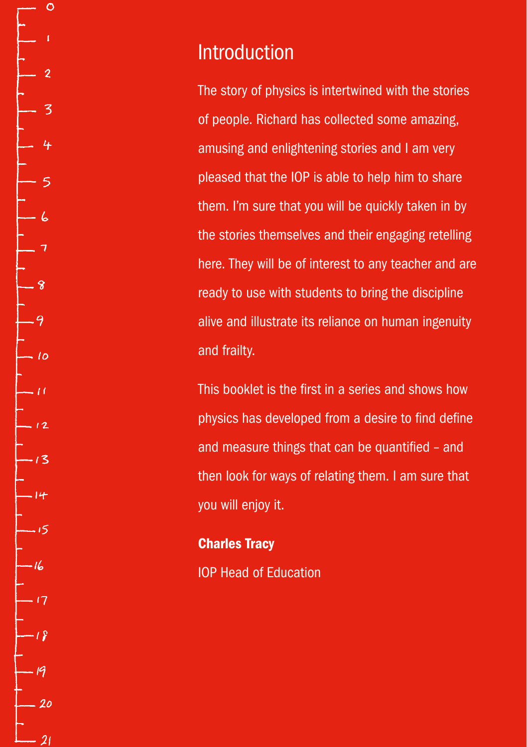# Introduction

The story of physics is intertwined with the stories of people. Richard has collected some amazing, amusing and enlightening stories and I am very pleased that the IOP is able to help him to share them. I'm sure that you will be quickly taken in by the stories themselves and their engaging retelling here. They will be of interest to any teacher and are ready to use with students to bring the discipline alive and illustrate its reliance on human ingenuity and frailty.

This booklet is the first in a series and shows how physics has developed from a desire to find define and measure things that can be quantified – and then look for ways of relating them. I am sure that you will enjoy it.

**Charles Tracy**

IOP Head of Education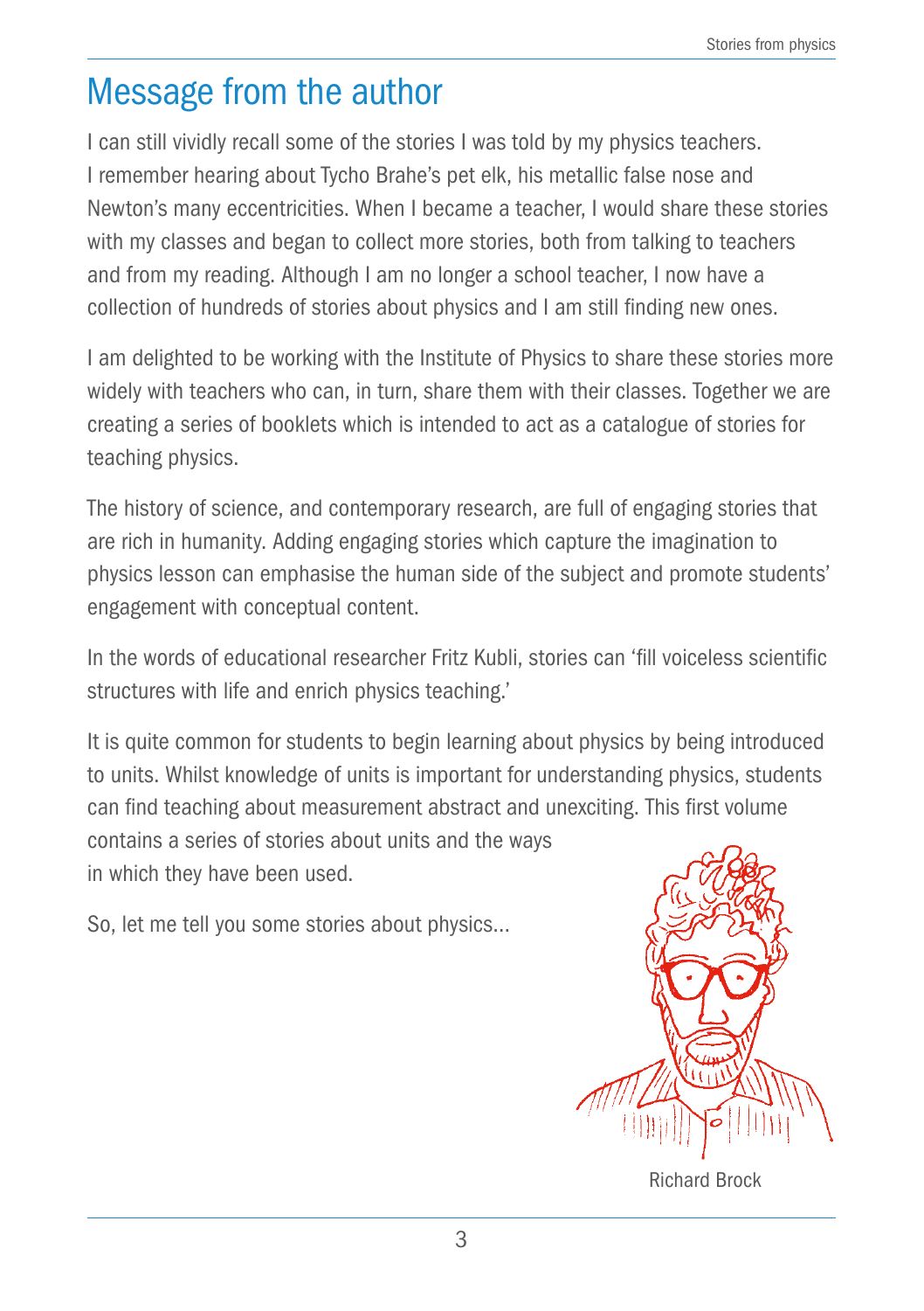# Message from the author

I can still vividly recall some of the stories I was told by my physics teachers. I remember hearing about Tycho Brahe's pet elk, his metallic false nose and Newton's many eccentricities. When I became a teacher, I would share these stories with my classes and began to collect more stories, both from talking to teachers and from my reading. Although I am no longer a school teacher, I now have a collection of hundreds of stories about physics and I am still finding new ones.

I am delighted to be working with the Institute of Physics to share these stories more widely with teachers who can, in turn, share them with their classes. Together we are creating a series of booklets which is intended to act as a catalogue of stories for teaching physics.

The history of science, and contemporary research, are full of engaging stories that are rich in humanity. Adding engaging stories which capture the imagination to physics lesson can emphasise the human side of the subject and promote students' engagement with conceptual content.

In the words of educational researcher Fritz Kubli, stories can 'fill voiceless scientific structures with life and enrich physics teaching.'

It is quite common for students to begin learning about physics by being introduced to units. Whilst knowledge of units is important for understanding physics, students can find teaching about measurement abstract and unexciting. This first volume contains a series of stories about units and the ways in which they have been used.

So, let me tell you some stories about physics...

Richard Brock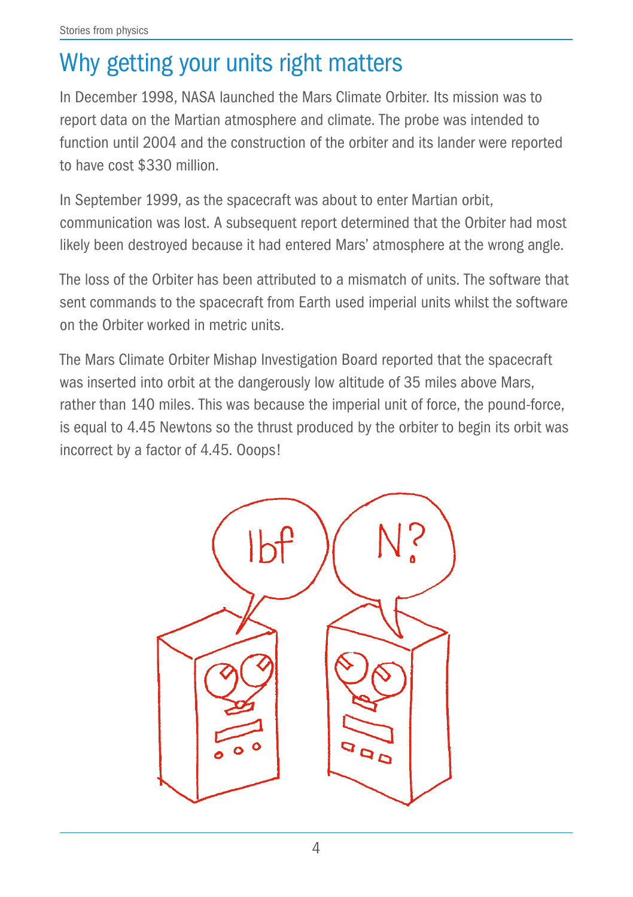# Why getting your units right matters

In December 1998, NASA launched the Mars Climate Orbiter. Its mission was to report data on the Martian atmosphere and climate. The probe was intended to function until 2004 and the construction of the orbiter and its lander were reported to have cost $330 million.

In September 1999, as the spacecraft was about to enter Martian orbit, communication was lost. A subsequent report determined that the Orbiter had most likely been destroyed because it had entered Mars' atmosphere at the wrong angle.

The loss of the Orbiter has been attributed to a mismatch of units. The software that sent commands to the spacecraft from Earth used imperial units whilst the software on the Orbiter worked in metric units.

The Mars Climate Orbiter Mishap Investigation Board reported that the spacecraft was inserted into orbit at the dangerously low altitude of 35 miles above Mars, rather than 140 miles. This was because the imperial unit of force, the pound-force, is equal to 4.45 Newtons so the thrust produced by the orbiter to begin its orbit was incorrect by a factor of 4.45. Ooops!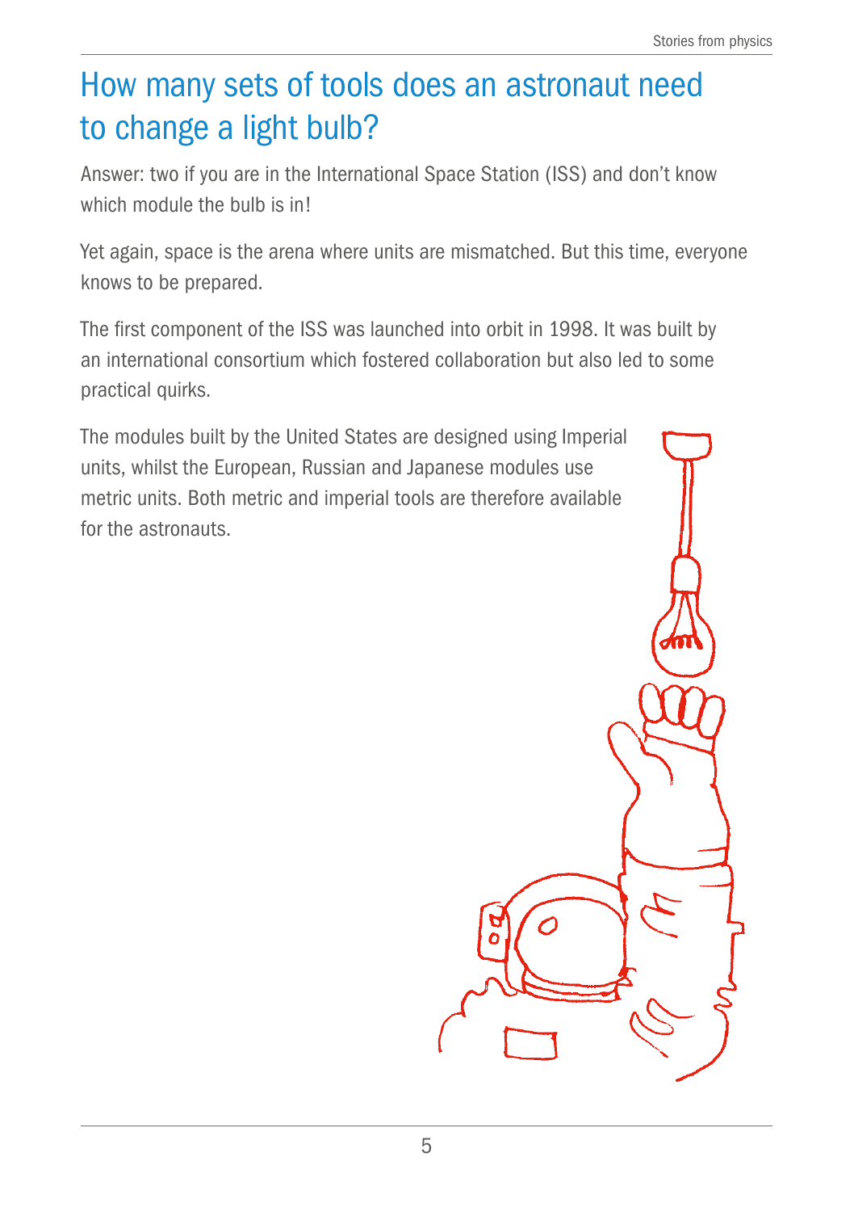# How many sets of tools does an astronaut need to change a light bulb?

Answer: two if you are in the International Space Station (ISS) and don't know which module the bulb is in!

Yet again, space is the arena where units are mismatched. But this time, everyone knows to be prepared.

The first component of the ISS was launched into orbit in 1998. It was built by an international consortium which fostered collaboration but also led to some practical quirks.

The modules built by the United States are designed using Imperial units, whilst the European, Russian and Japanese modules use metric units. Both metric and imperial tools are therefore available for the astronauts.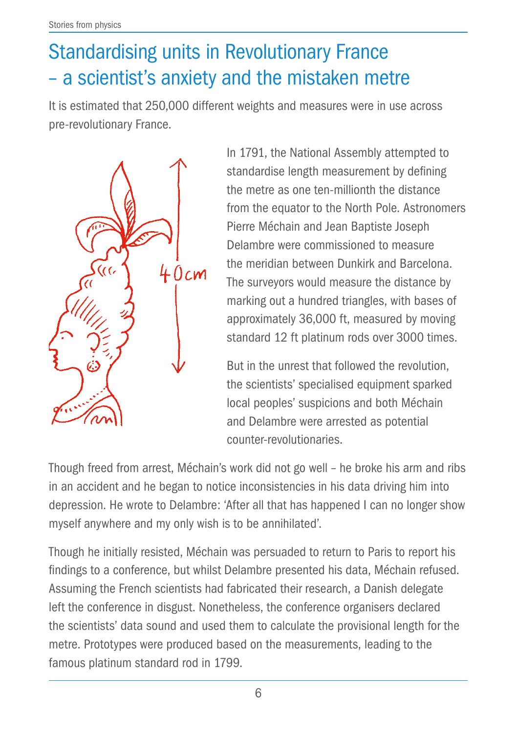# Standardising units in Revolutionary France – a scientist's anxiety and the mistaken metre

It is estimated that 250,000 different weights and measures were in use across pre-revolutionary France.

In 1791, the National Assembly attempted to standardise length measurement by defining the metre as one ten-millionth the distance from the equator to the North Pole. Astronomers Pierre Méchain and Jean Baptiste Joseph Delambre were commissioned to measure the meridian between Dunkirk and Barcelona. The surveyors would measure the distance by marking out a hundred triangles, with bases of approximately 36,000 ft, measured by moving standard 12 ft platinum rods over 3000 times.

But in the unrest that followed the revolution, the scientists' specialised equipment sparked local peoples' suspicions and both Méchain and Delambre were arrested as potential counter-revolutionaries.

Though freed from arrest, Méchain's work did not go well – he broke his arm and ribs in an accident and he began to notice inconsistencies in his data driving him into depression. He wrote to Delambre: 'After all that has happened I can no longer show myself anywhere and my only wish is to be annihilated'.

Though he initially resisted, Méchain was persuaded to return to Paris to report his findings to a conference, but whilst Delambre presented his data, Méchain refused. Assuming the French scientists had fabricated their research, a Danish delegate left the conference in disgust. Nonetheless, the conference organisers declared the scientists' data sound and used them to calculate the provisional length for the metre. Prototypes were produced based on the measurements, leading to the famous platinum standard rod in 1799.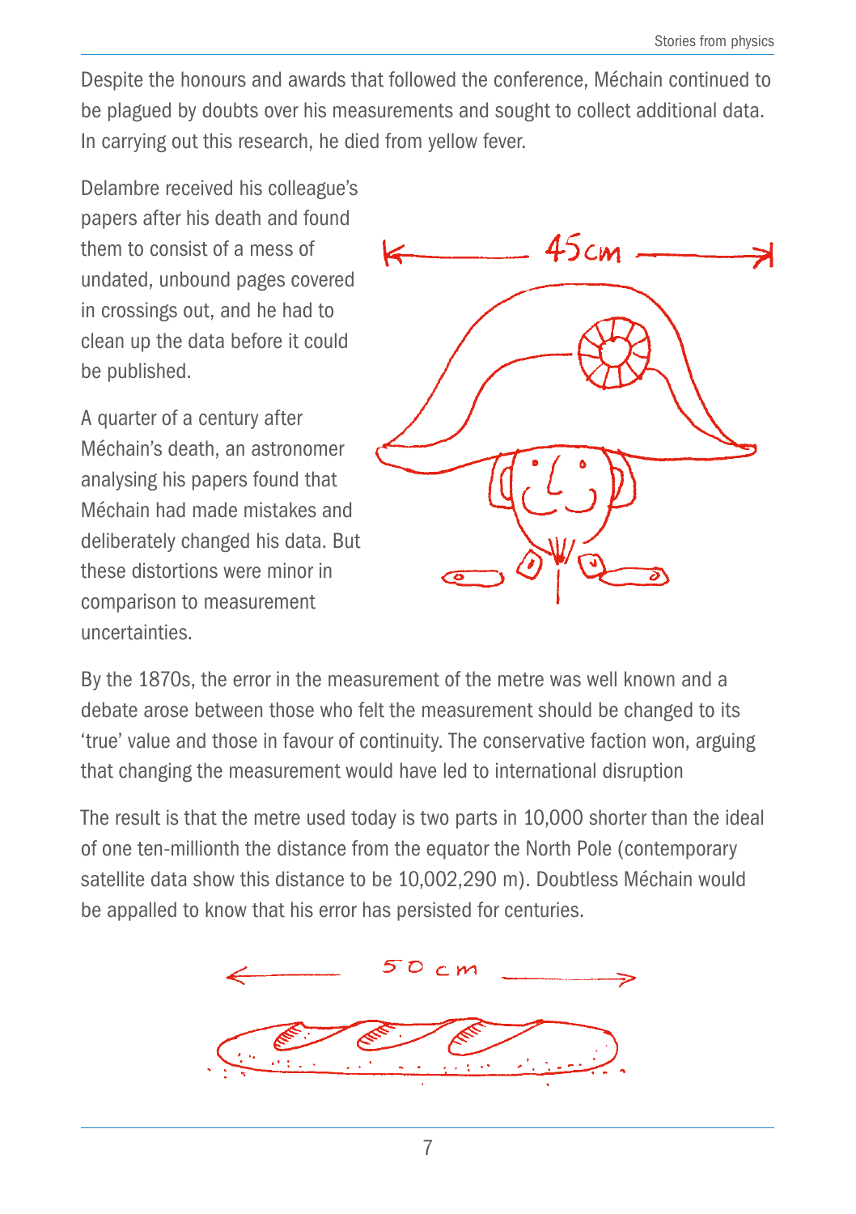Despite the honours and awards that followed the conference, Méchain continued to be plagued by doubts over his measurements and sought to collect additional data. In carrying out this research, he died from yellow fever.

Delambre received his colleague's papers after his death and found them to consist of a mess of undated, unbound pages covered in crossings out, and he had to clean up the data before it could be published.

A quarter of a century after Méchain's death, an astronomer analysing his papers found that Méchain had made mistakes and deliberately changed his data. But these distortions were minor in comparison to measurement uncertainties.

By the 1870s, the error in the measurement of the metre was well known and a debate arose between those who felt the measurement should be changed to its 'true' value and those in favour of continuity. The conservative faction won, arguing that changing the measurement would have led to international disruption

The result is that the metre used today is two parts in 10,000 shorter than the ideal of one ten-millionth the distance from the equator the North Pole (contemporary satellite data show this distance to be 10,002,290 m). Doubtless Méchain would be appalled to know that his error has persisted for centuries.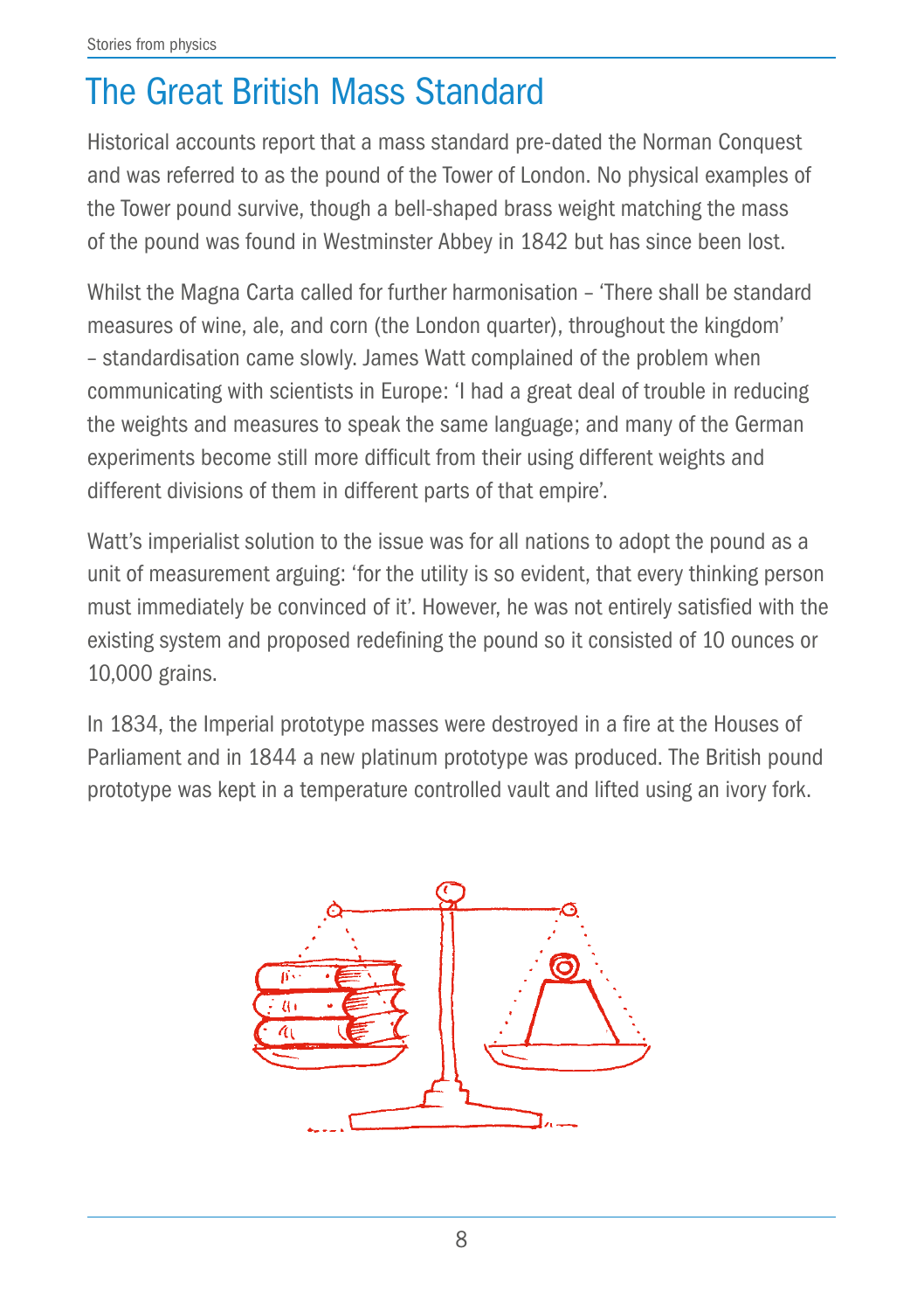# The Great British Mass Standard

Historical accounts report that a mass standard pre-dated the Norman Conquest and was referred to as the pound of the Tower of London. No physical examples of the Tower pound survive, though a bell-shaped brass weight matching the mass of the pound was found in Westminster Abbey in 1842 but has since been lost.

Whilst the Magna Carta called for further harmonisation – 'There shall be standard measures of wine, ale, and corn (the London quarter), throughout the kingdom' – standardisation came slowly. James Watt complained of the problem when communicating with scientists in Europe: 'I had a great deal of trouble in reducing the weights and measures to speak the same language; and many of the German experiments become still more difficult from their using different weights and different divisions of them in different parts of that empire'.

Watt's imperialist solution to the issue was for all nations to adopt the pound as a unit of measurement arguing: 'for the utility is so evident, that every thinking person must immediately be convinced of it'. However, he was not entirely satisfied with the existing system and proposed redefining the pound so it consisted of 10 ounces or 10,000 grains.

In 1834, the Imperial prototype masses were destroyed in a fire at the Houses of Parliament and in 1844 a new platinum prototype was produced. The British pound prototype was kept in a temperature controlled vault and lifted using an ivory fork.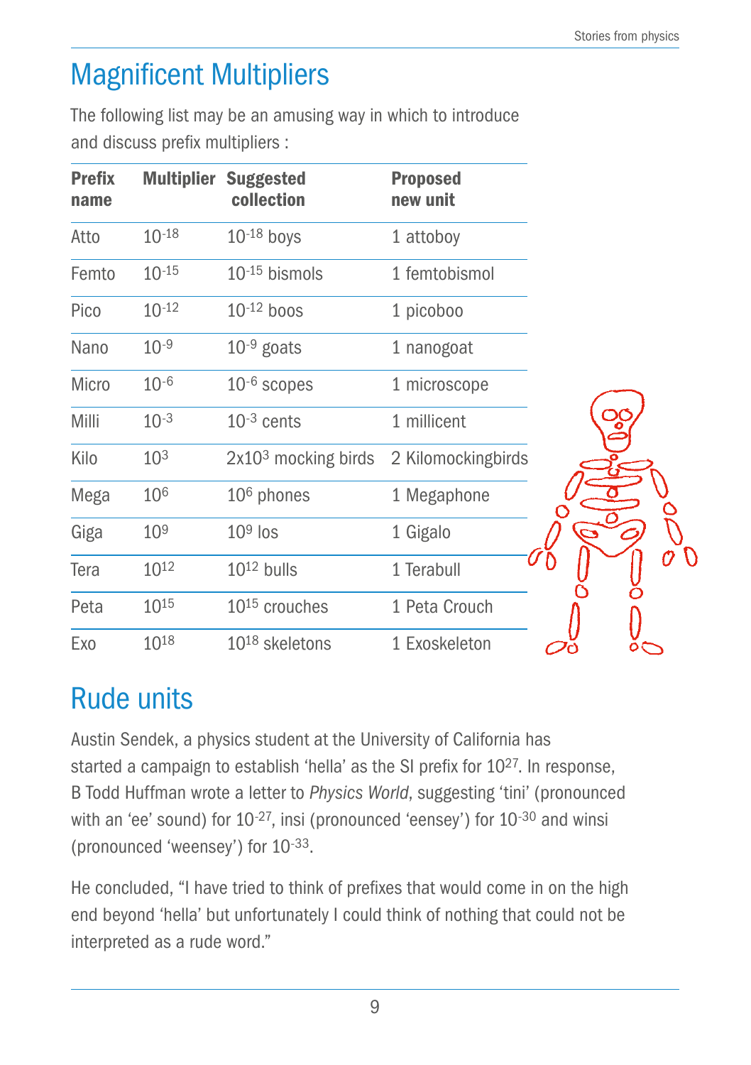# Magnificent Multipliers

The following list may be an amusing way in which to introduce and discuss prefix multipliers :

| Prefix name | Multiplier | Suggested collection | Proposed new unit |
|---|---|---|---|
| Atto | $10^{-18}$ | $10^{-18}$ boys | 1 attoboy |
| Femto | $10^{-15}$ | $10^{-15}$ bismols | 1 femtobismol |
| Pico | $10^{-12}$ | $10^{-12}$ boos | 1 picoboo |
| Nano | $10^{-9}$ | $10^{-9}$ goats | 1 nanogoat |
| Micro | $10^{-6}$ | $10^{-6}$ scopes | 1 microscope |
| Milli | $10^{-3}$ | $10^{-3}$ cents | 1 millicent |
| Kilo | $10^{3}$ | $2 \times 10^{3}$ mocking birds | 2 Kilomockingbirds |
| Mega | $10^{6}$ | $10^{6}$ phones | 1 Megaphone |
| Giga | $10^{9}$ | $10^{9}$ los | 1 Gigalo |
| Tera | $10^{12}$ | $10^{12}$ bulls | 1 Terabull |
| Peta | $10^{15}$ | $10^{15}$ crouches | 1 Peta Crouch |
| Exo | $10^{18}$ | $10^{18}$ skeletons | 1 Exoskeleton |

# Rude units

Austin Sendek, a physics student at the University of California has started a campaign to establish 'hella' as the SI prefix for $10^{27}$. In response, B Todd Huffman wrote a letter to *Physics World*, suggesting 'tini' (pronounced with an 'ee' sound) for $10^{-27}$, insi (pronounced 'eensey') for $10^{-30}$ and winsi (pronounced 'weensey') for $10^{-33}$.

He concluded, "I have tried to think of prefixes that would come in on the high end beyond 'hella' but unfortunately I could think of nothing that could not be interpreted as a rude word."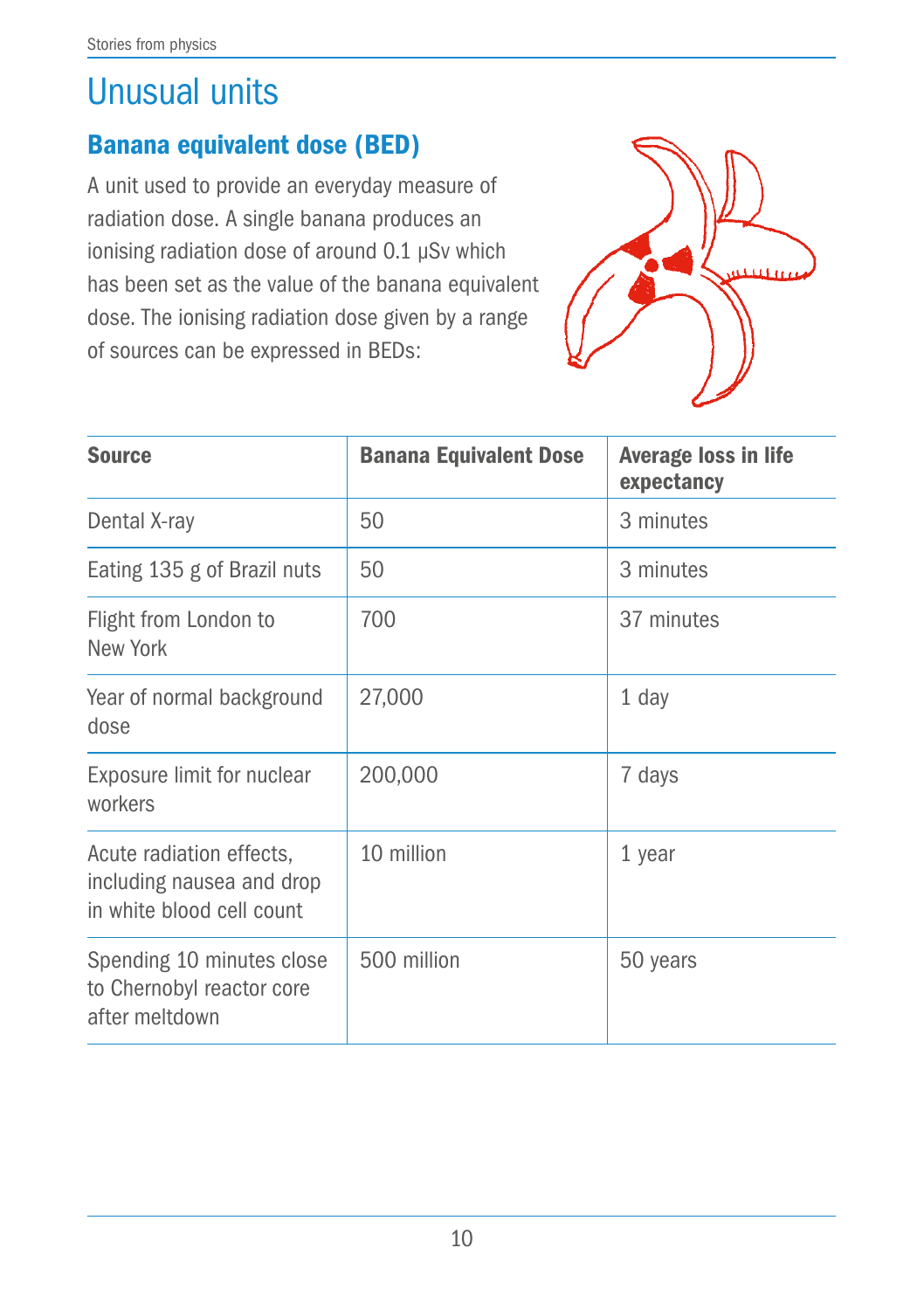# Unusual units

## Banana equivalent dose (BED)

A unit used to provide an everyday measure of radiation dose. A single banana produces an ionising radiation dose of around 0.1 μSv which has been set as the value of the banana equivalent dose. The ionising radiation dose given by a range of sources can be expressed in BEDs:

| Source | Banana Equivalent Dose | Average loss in life expectancy |
|---|---|---|
| Dental X-ray | 50 | 3 minutes |
| Eating 135 g of Brazil nuts | 50 | 3 minutes |
| Flight from London to New York | 700 | 37 minutes |
| Year of normal background dose | 27,000 | 1 day |
| Exposure limit for nuclear workers | 200,000 | 7 days |
| Acute radiation effects, including nausea and drop in white blood cell count | 10 million | 1 year |
| Spending 10 minutes close to Chernobyl reactor core after meltdown | 500 million | 50 years |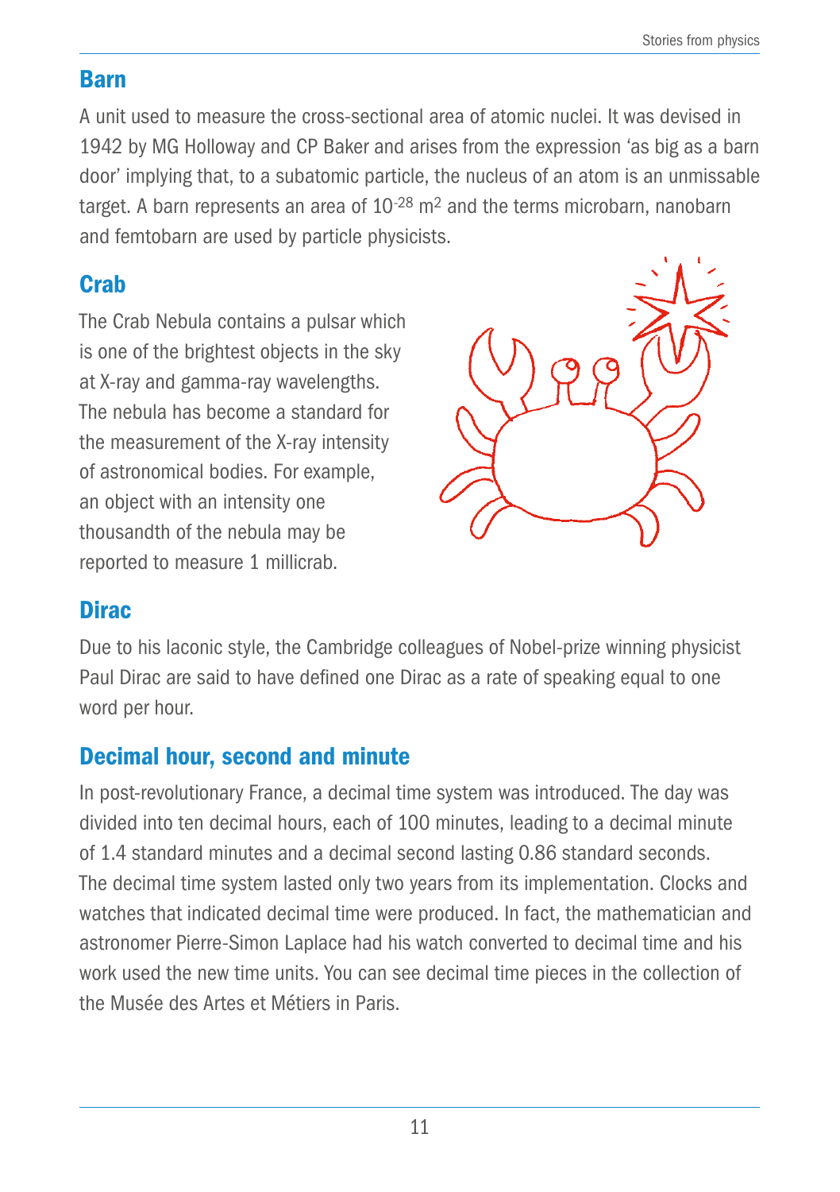## Barn

A unit used to measure the cross-sectional area of atomic nuclei. It was devised in 1942 by MG Holloway and CP Baker and arises from the expression 'as big as a barn door' implying that, to a subatomic particle, the nucleus of an atom is an unmissable target. A barn represents an area of $10^{-28}$ $m^2$ and the terms microbarn, nanobarn and femtobarn are used by particle physicists.

## Crab

The Crab Nebula contains a pulsar which is one of the brightest objects in the sky at X-ray and gamma-ray wavelengths. The nebula has become a standard for the measurement of the X-ray intensity of astronomical bodies. For example, an object with an intensity one thousandth of the nebula may be reported to measure 1 millicrab.

## Dirac

Due to his laconic style, the Cambridge colleagues of Nobel-prize winning physicist Paul Dirac are said to have defined one Dirac as a rate of speaking equal to one word per hour.

## Decimal hour, second and minute

In post-revolutionary France, a decimal time system was introduced. The day was divided into ten decimal hours, each of 100 minutes, leading to a decimal minute of 1.4 standard minutes and a decimal second lasting 0.86 standard seconds. The decimal time system lasted only two years from its implementation. Clocks and watches that indicated decimal time were produced. In fact, the mathematician and astronomer Pierre-Simon Laplace had his watch converted to decimal time and his work used the new time units. You can see decimal time pieces in the collection of the Musée des Artes et Métiers in Paris.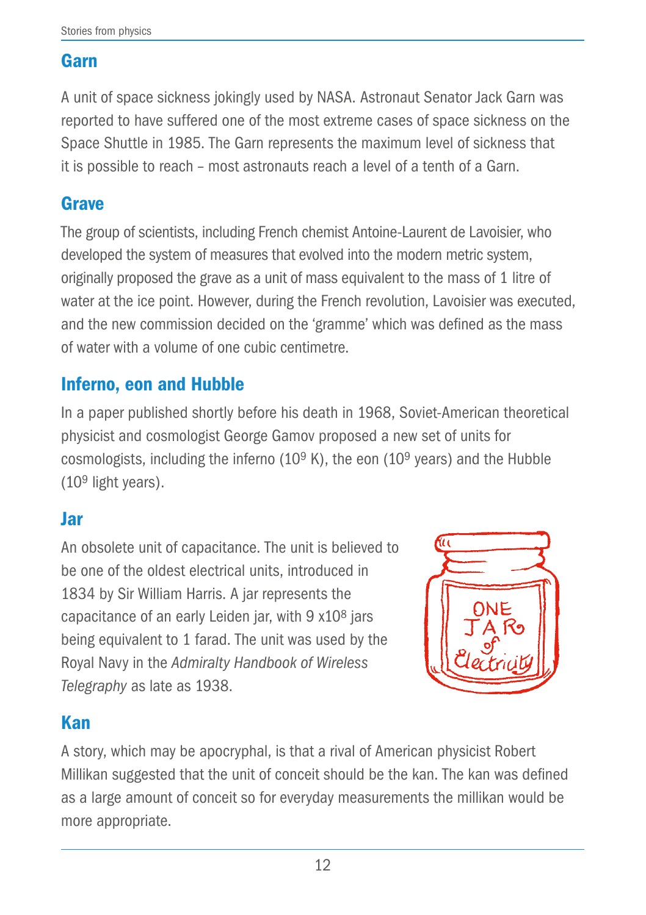## Garn

A unit of space sickness jokingly used by NASA. Astronaut Senator Jack Garn was reported to have suffered one of the most extreme cases of space sickness on the Space Shuttle in 1985. The Garn represents the maximum level of sickness that it is possible to reach – most astronauts reach a level of a tenth of a Garn.

## Grave

The group of scientists, including French chemist Antoine-Laurent de Lavoisier, who developed the system of measures that evolved into the modern metric system, originally proposed the grave as a unit of mass equivalent to the mass of 1 litre of water at the ice point. However, during the French revolution, Lavoisier was executed, and the new commission decided on the 'gramme' which was defined as the mass of water with a volume of one cubic centimetre.

## Inferno, eon and Hubble

In a paper published shortly before his death in 1968, Soviet-American theoretical physicist and cosmologist George Gamov proposed a new set of units for cosmologists, including the inferno ($10^9$ K), the eon ($10^9$ years) and the Hubble ($10^9$ light years).

## Jar

An obsolete unit of capacitance. The unit is believed to be one of the oldest electrical units, introduced in 1834 by Sir William Harris. A jar represents the capacitance of an early Leiden jar, with $9 \times 10^8$ jars being equivalent to 1 farad. The unit was used by the Royal Navy in the *Admiralty Handbook of Wireless Telegraphy* as late as 1938.

## Kan

A story, which may be apocryphal, is that a rival of American physicist Robert Millikan suggested that the unit of conceit should be the kan. The kan was defined as a large amount of conceit so for everyday measurements the millikan would be more appropriate.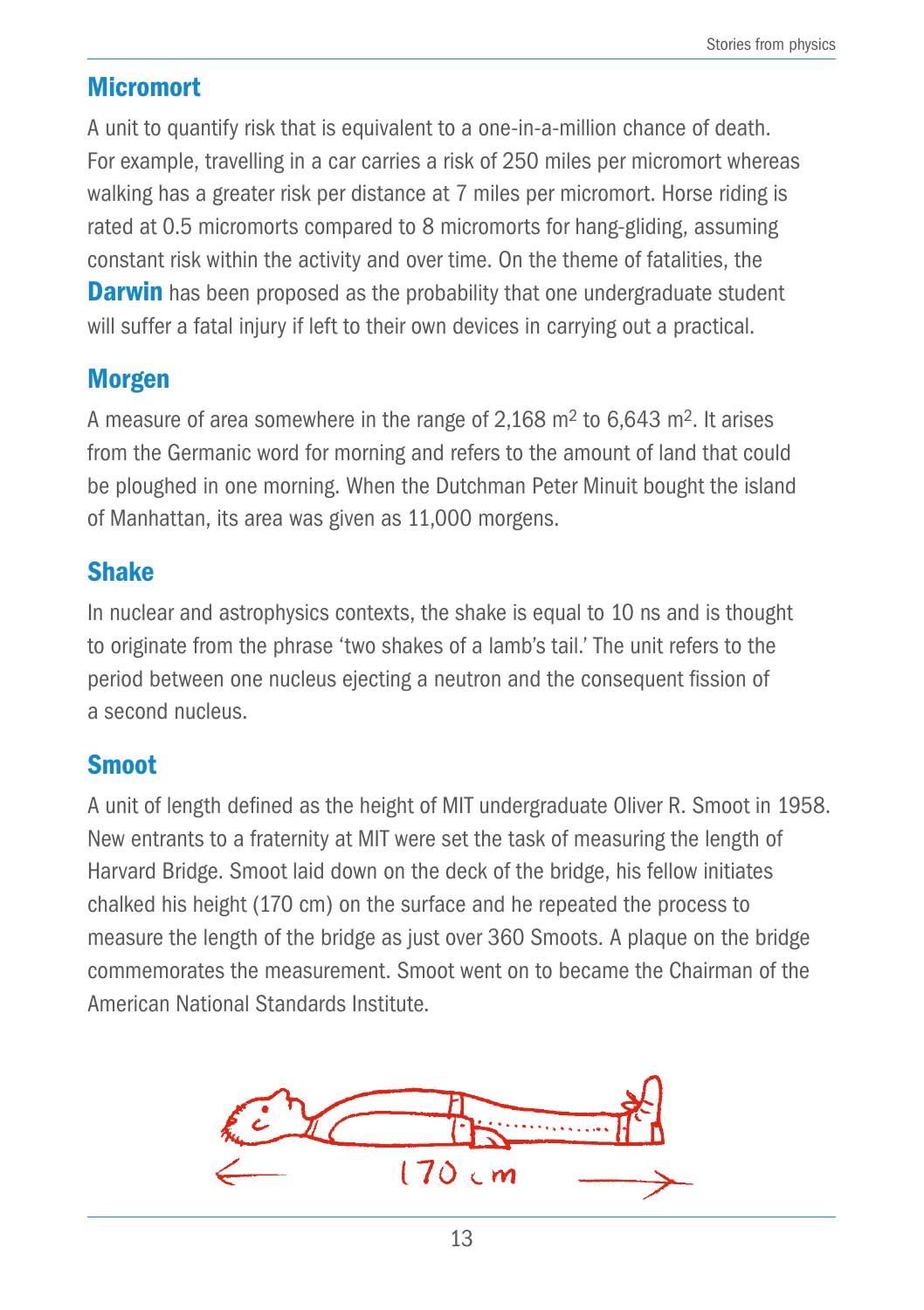## Micromort

A unit to quantify risk that is equivalent to a one-in-a-million chance of death. For example, travelling in a car carries a risk of 250 miles per micromort whereas walking has a greater risk per distance at 7 miles per micromort. Horse riding is rated at 0.5 micromorts compared to 8 micromorts for hang-gliding, assuming constant risk within the activity and over time. On the theme of fatalities, the **Darwin** has been proposed as the probability that one undergraduate student will suffer a fatal injury if left to their own devices in carrying out a practical.

## Morgen

A measure of area somewhere in the range of 2,168 $m^2$ to 6,643 $m^2$. It arises from the Germanic word for morning and refers to the amount of land that could be ploughed in one morning. When the Dutchman Peter Minuit bought the island of Manhattan, its area was given as 11,000 morgens.

## Shake

In nuclear and astrophysics contexts, the shake is equal to 10 ns and is thought to originate from the phrase 'two shakes of a lamb's tail.' The unit refers to the period between one nucleus ejecting a neutron and the consequent fission of a second nucleus.

## Smoot

A unit of length defined as the height of MIT undergraduate Oliver R. Smoot in 1958. New entrants to a fraternity at MIT were set the task of measuring the length of Harvard Bridge. Smoot laid down on the deck of the bridge, his fellow initiates chalked his height (170 cm) on the surface and he repeated the process to measure the length of the bridge as just over 360 Smoots. A plaque on the bridge commemorates the measurement. Smoot went on to became the Chairman of the American National Standards Institute.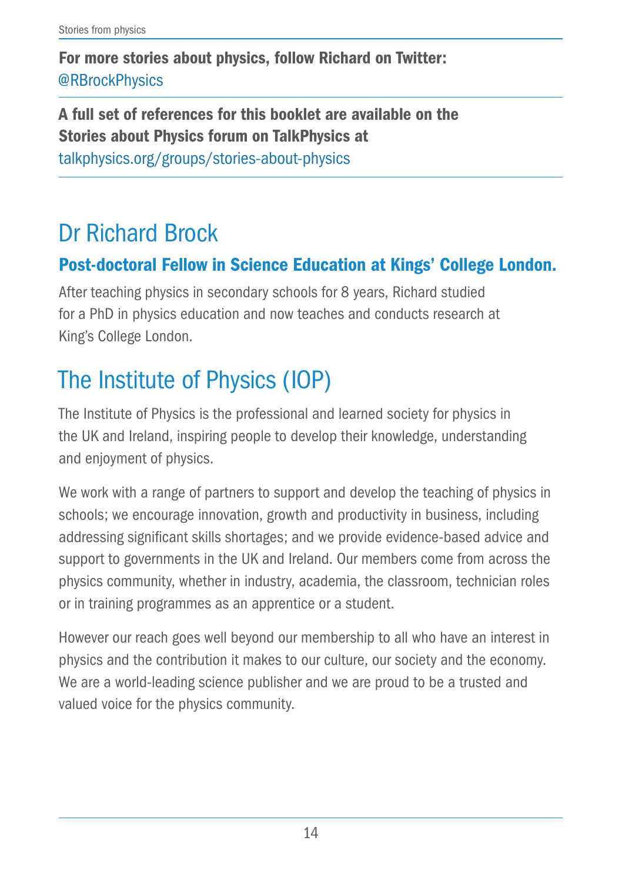**For more stories about physics, follow Richard on Twitter:**
@RBrockPhysics

**A full set of references for this booklet are available on the Stories about Physics forum on TalkPhysics at**
talkphysics.org/groups/stories-about-physics

# Dr Richard Brock

### Post-doctoral Fellow in Science Education at Kings' College London.

After teaching physics in secondary schools for 8 years, Richard studied for a PhD in physics education and now teaches and conducts research at King's College London.

# The Institute of Physics (IOP)

The Institute of Physics is the professional and learned society for physics in the UK and Ireland, inspiring people to develop their knowledge, understanding and enjoyment of physics.

We work with a range of partners to support and develop the teaching of physics in schools; we encourage innovation, growth and productivity in business, including addressing significant skills shortages; and we provide evidence-based advice and support to governments in the UK and Ireland. Our members come from across the physics community, whether in industry, academia, the classroom, technician roles or in training programmes as an apprentice or a student.

However our reach goes well beyond our membership to all who have an interest in physics and the contribution it makes to our culture, our society and the economy. We are a world-leading science publisher and we are proud to be a trusted and valued voice for the physics community.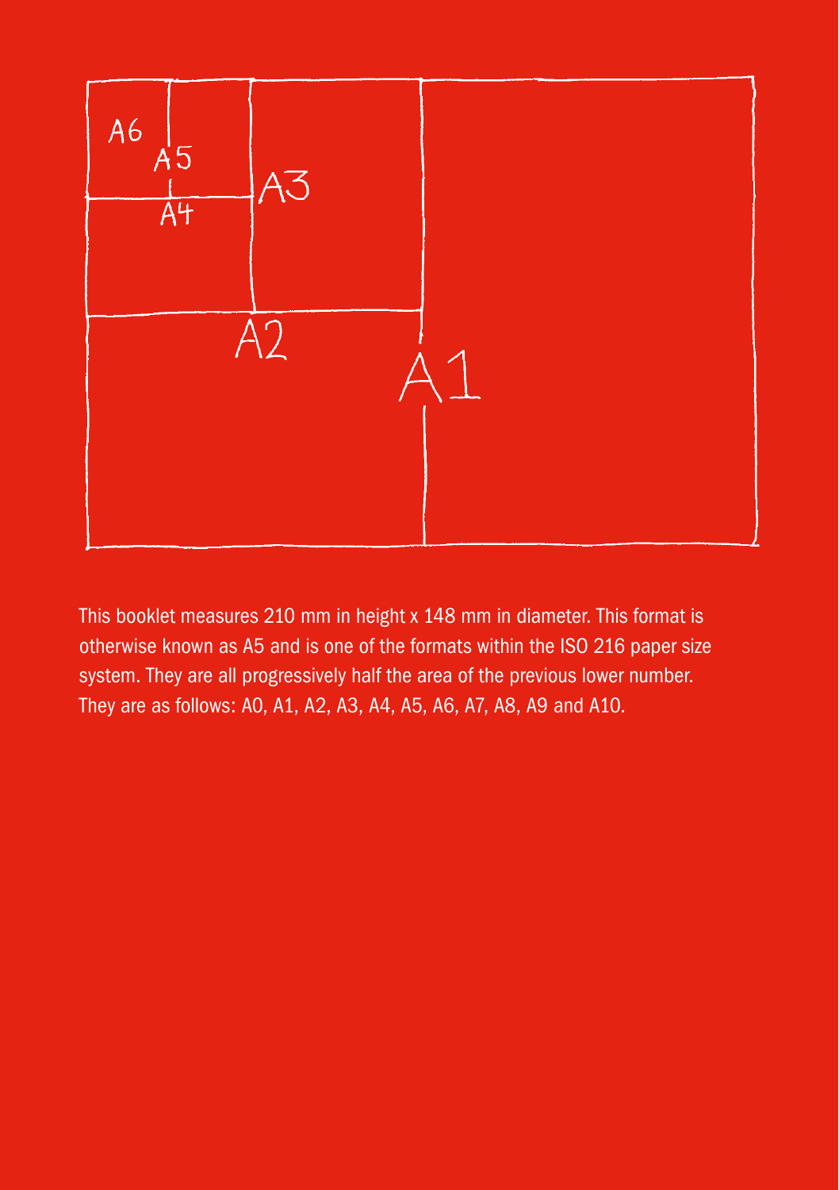This booklet measures 210 mm in height x 148 mm in diameter. This format is otherwise known as A5 and is one of the formats within the ISO 216 paper size system. They are all progressively half the area of the previous lower number. They are as follows: A0, A1, A2, A3, A4, A5, A6, A7, A8, A9 and A10.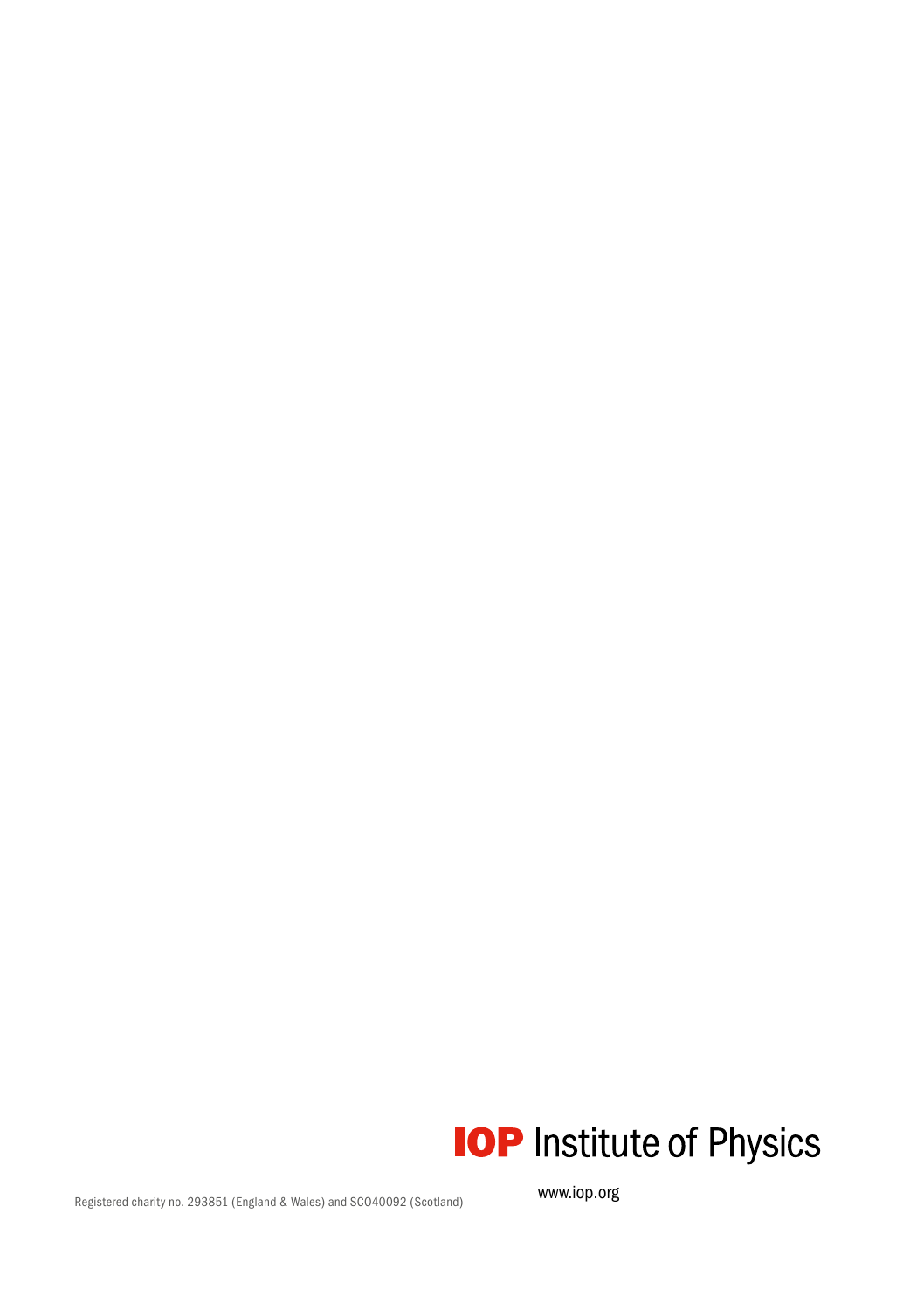**IOP** Institute of Physics

Registered charity no. 293851 (England & Wales) and SC040092 (Scotland)

www.iop.org